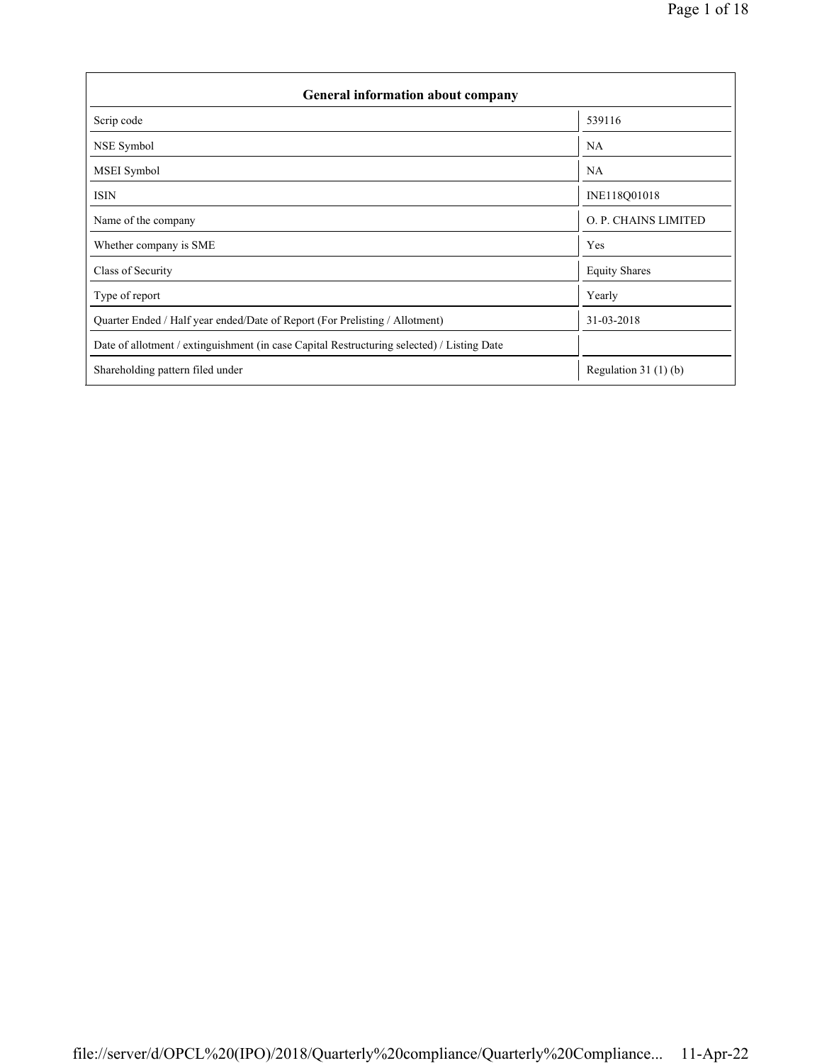| General information about company | |
| --- | --- |
| Scrip code | 539116 |
| NSE Symbol | NA |
| MSEI Symbol | NA |
| ISIN | INE118Q01018 |
| Name of the company | O. P. CHAINS LIMITED |
| Whether company is SME | Yes |
| Class of Security | Equity Shares |
| Type of report | Yearly |
| Quarter Ended / Half year ended/Date of Report (For Prelisting / Allotment) | 31-03-2018 |
| Date of allotment / extinguishment (in case Capital Restructuring selected) / Listing Date | |
| Shareholding pattern filed under | Regulation 31 (1) (b) |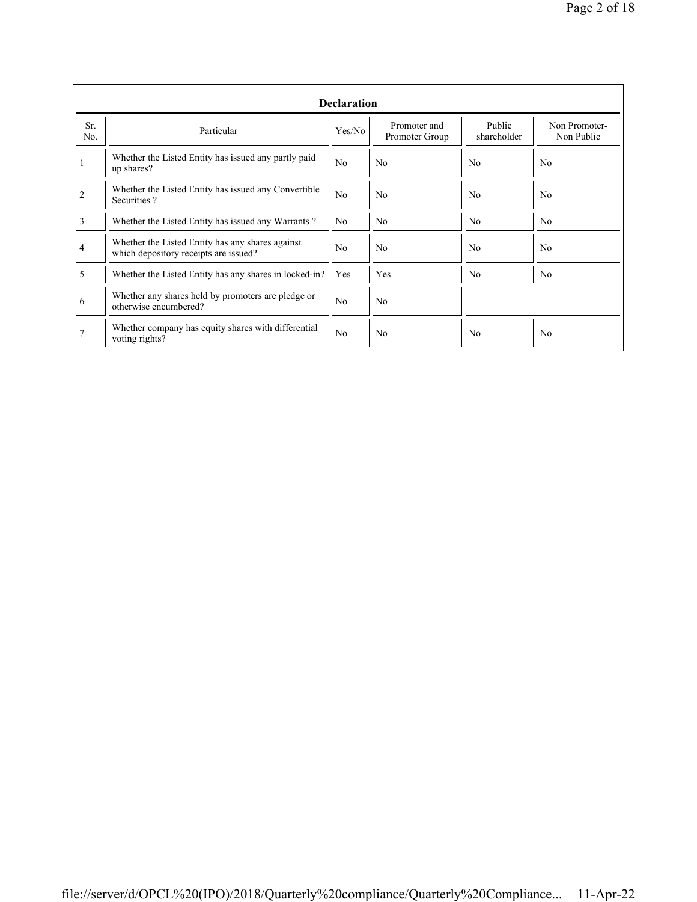**Declaration**

| Sr. No. | Particular | Yes/No | Promoter and Promoter Group | Public shareholder | Non Promoter- Non Public |
|---|---|---|---|---|---|
| 1 | Whether the Listed Entity has issued any partly paid up shares? | No | No | No | No |
| 2 | Whether the Listed Entity has issued any Convertible Securities ? | No | No | No | No |
| 3 | Whether the Listed Entity has issued any Warrants ? | No | No | No | No |
| 4 | Whether the Listed Entity has any shares against which depository receipts are issued? | No | No | No | No |
| 5 | Whether the Listed Entity has any shares in locked-in? | Yes | Yes | No | No |
| 6 | Whether any shares held by promoters are pledge or otherwise encumbered? | No | No | | |
| 7 | Whether company has equity shares with differential voting rights? | No | No | No | No |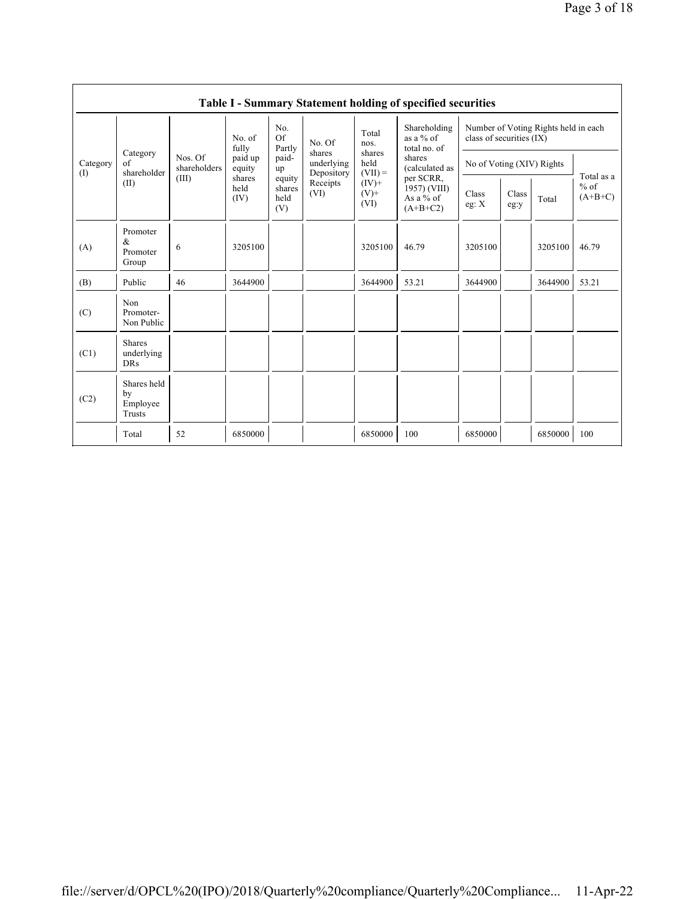## Table I - Summary Statement holding of specified securities

| Category (I) | Category of shareholder (II) | Nos. Of shareholders (III) | No. of fully paid up equity shares held (IV) | No. Of Partly paid-up equity shares held (V) | No. Of shares underlying Depository Receipts (VI) | Total nos. shares held (VII) = (IV)+ (V)+ (VI) | Shareholding as a % of total no. of shares (calculated as per SCRR, 1957) (VIII) As a % of (A+B+C2) | Number of Voting Rights held in each class of securities (IX) | | | |
|---|---|---|---|---|---|---|---|---|---|---|---|
| | | | | | | | | No of Voting (XIV) Rights | | | Total as a % of (A+B+C) |
| | | | | | | | | Class eg: X | Class eg:y | Total | |
| (A) | Promoter & Promoter Group | 6 | 3205100 | | | 3205100 | 46.79 | 3205100 | | 3205100 | 46.79 |
| (B) | Public | 46 | 3644900 | | | 3644900 | 53.21 | 3644900 | | 3644900 | 53.21 |
| (C) | Non Promoter- Non Public | | | | | | | | | | |
| (C1) | Shares underlying DRs | | | | | | | | | | |
| (C2) | Shares held by Employee Trusts | | | | | | | | | | |
| | Total | 52 | 6850000 | | | 6850000 | 100 | 6850000 | | 6850000 | 100 |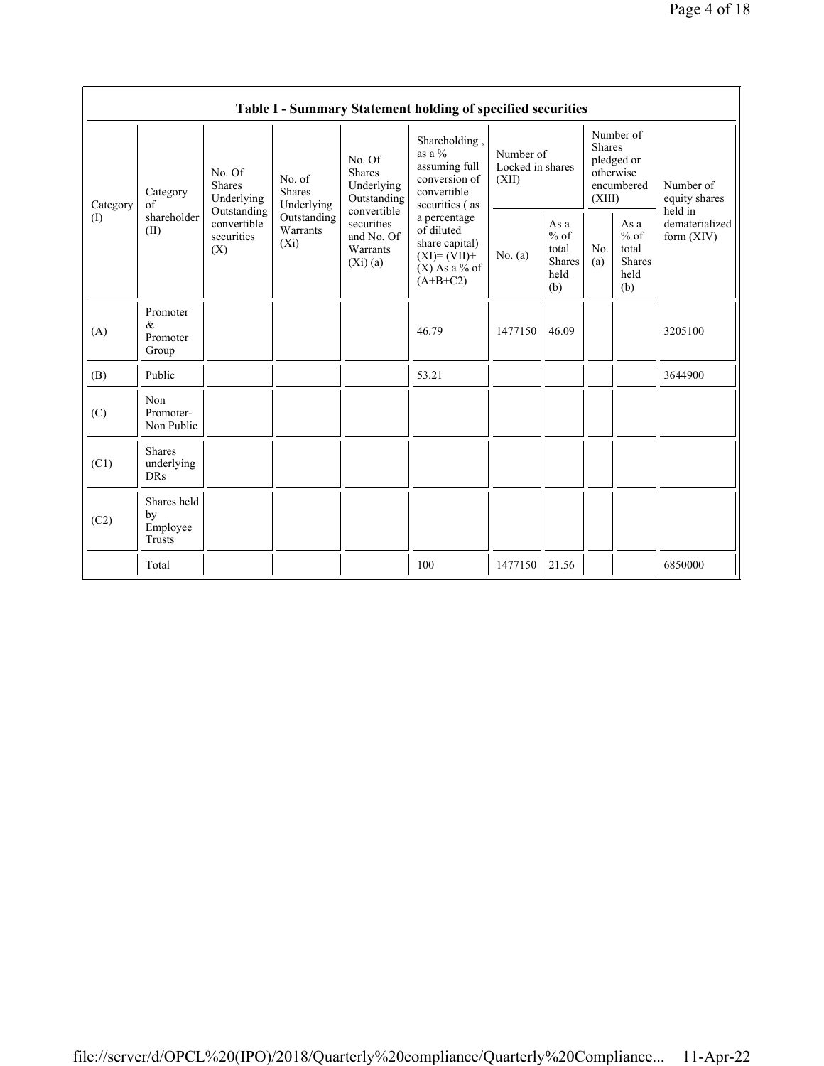**Table I - Summary Statement holding of specified securities**

| Category (I) | Category of shareholder (II) | No. Of Shares Underlying Outstanding convertible securities (X) | No. of Shares Underlying Outstanding Warrants (Xi) | No. Of Shares Underlying Outstanding convertible securities and No. Of Warrants (Xi) (a) | Shareholding , as a % assuming full conversion of convertible securities ( as a percentage of diluted share capital) (XI)= (VII)+(X) As a % of (A+B+C2) | Number of Locked in shares (XII) | | Number of Shares pledged or otherwise encumbered (XIII) | | Number of equity shares held in dematerialized form (XIV) |
|---|---|---|---|---|---|---|---|---|---|---|
| | | | | | | No. (a) | As a % of total Shares held (b) | No. (a) | As a % of total Shares held (b) | |
| (A) | Promoter & Promoter Group | | | | 46.79 | 1477150 | 46.09 | | | 3205100 |
| (B) | Public | | | | 53.21 | | | | | 3644900 |
| (C) | Non Promoter- Non Public | | | | | | | | | |
| (C1) | Shares underlying DRs | | | | | | | | | |
| (C2) | Shares held by Employee Trusts | | | | | | | | | |
| | Total | | | | 100 | 1477150 | 21.56 | | | 6850000 |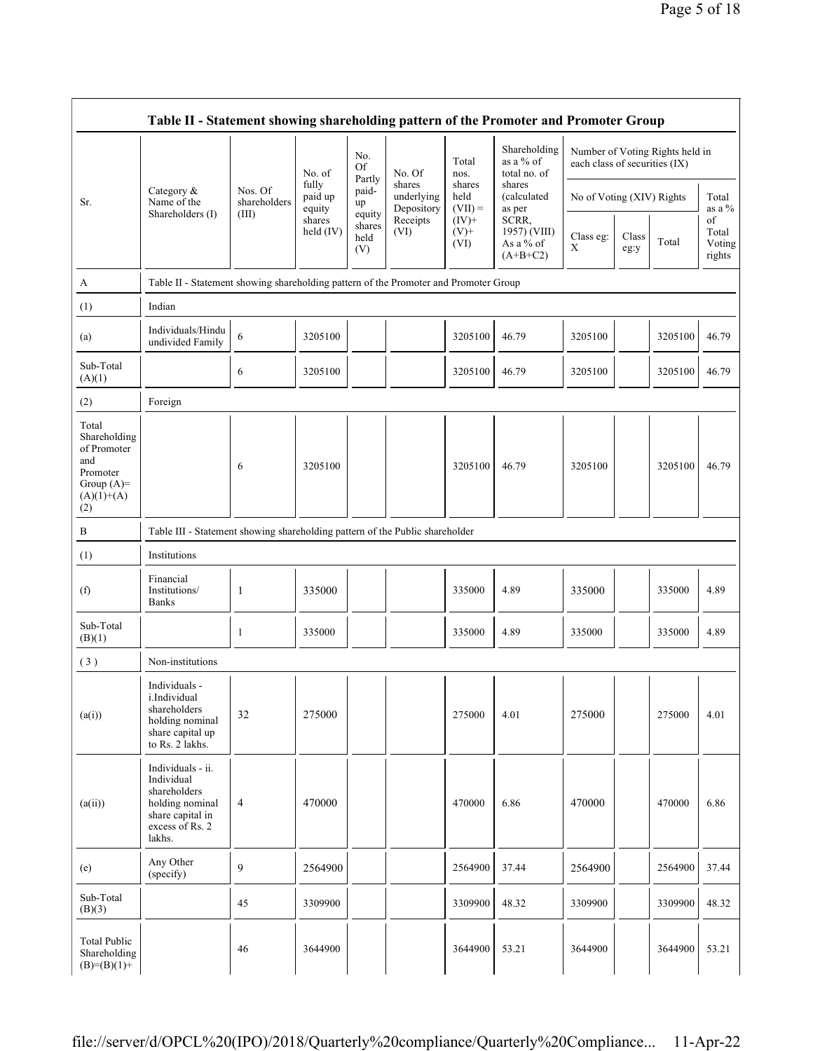| Table II - Statement showing shareholding pattern of the Promoter and Promoter Group | | | | | | | | | | | | |
|---|---|---|---|---|---|---|---|---|---|---|---|---|
| Sr. | Category & Name of the Shareholders (I) | Nos. Of shareholders (III) | No. of fully paid up equity shares held (IV) | No. Of Partly paid-up equity shares held (V) | No. Of shares underlying Depository Receipts (VI) | Total nos. shares held (VII) = (IV)+ (V)+ (VI) | Shareholding as a % of total no. of shares (calculated as per SCRR, 1957) (VIII) As a % of (A+B+C2) | Number of Voting Rights held in each class of securities (IX) | | | |
| | | | | | | | | No of Voting (XIV) Rights | | | Total as a % of Total Voting rights |
| | | | | | | | | Class eg: X | Class eg:y | Total | |
| A | Table II - Statement showing shareholding pattern of the Promoter and Promoter Group | | | | | | | | | | |
| (1) | Indian | | | | | | | | | | |
| (a) | Individuals/Hindu undivided Family | 6 | 3205100 | | | 3205100 | 46.79 | 3205100 | | 3205100 | 46.79 |
| Sub-Total (A)(1) | | 6 | 3205100 | | | 3205100 | 46.79 | 3205100 | | 3205100 | 46.79 |
| (2) | Foreign | | | | | | | | | | |
| Total Shareholding of Promoter and Promoter Group (A)=(A)(1)+(A)(2) | | 6 | 3205100 | | | 3205100 | 46.79 | 3205100 | | 3205100 | 46.79 |
| B | Table III - Statement showing shareholding pattern of the Public shareholder | | | | | | | | | | |
| (1) | Institutions | | | | | | | | | | |
| (f) | Financial Institutions/ Banks | 1 | 335000 | | | 335000 | 4.89 | 335000 | | 335000 | 4.89 |
| Sub-Total (B)(1) | | 1 | 335000 | | | 335000 | 4.89 | 335000 | | 335000 | 4.89 |
| (3) | Non-institutions | | | | | | | | | | |
| (a(i)) | Individuals - i.Individual shareholders holding nominal share capital up to Rs. 2 lakhs. | 32 | 275000 | | | 275000 | 4.01 | 275000 | | 275000 | 4.01 |
| (a(ii)) | Individuals - ii. Individual shareholders holding nominal share capital in excess of Rs. 2 lakhs. | 4 | 470000 | | | 470000 | 6.86 | 470000 | | 470000 | 6.86 |
| (e) | Any Other (specify) | 9 | 2564900 | | | 2564900 | 37.44 | 2564900 | | 2564900 | 37.44 |
| Sub-Total (B)(3) | | 45 | 3309900 | | | 3309900 | 48.32 | 3309900 | | 3309900 | 48.32 |
| Total Public Shareholding (B)=(B)(1)+ | | 46 | 3644900 | | | 3644900 | 53.21 | 3644900 | | 3644900 | 53.21 |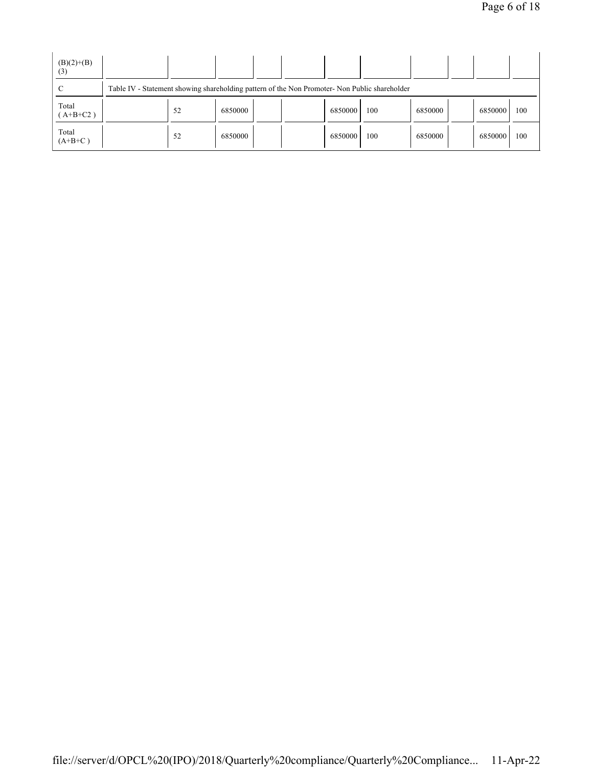| | | | | | | | | | | | |
|---|---|---|---|---|---|---|---|---|---|---|---|
| (B)(2)+(B)(3) | | | | | | | | | | | |
| C | Table IV - Statement showing shareholding pattern of the Non Promoter- Non Public shareholder | | | | | | | | | | |
| Total ( A+B+C2 ) | | 52 | 6850000 | | | 6850000 | 100 | 6850000 | | 6850000 | 100 |
| Total (A+B+C ) | | 52 | 6850000 | | | 6850000 | 100 | 6850000 | | 6850000 | 100 |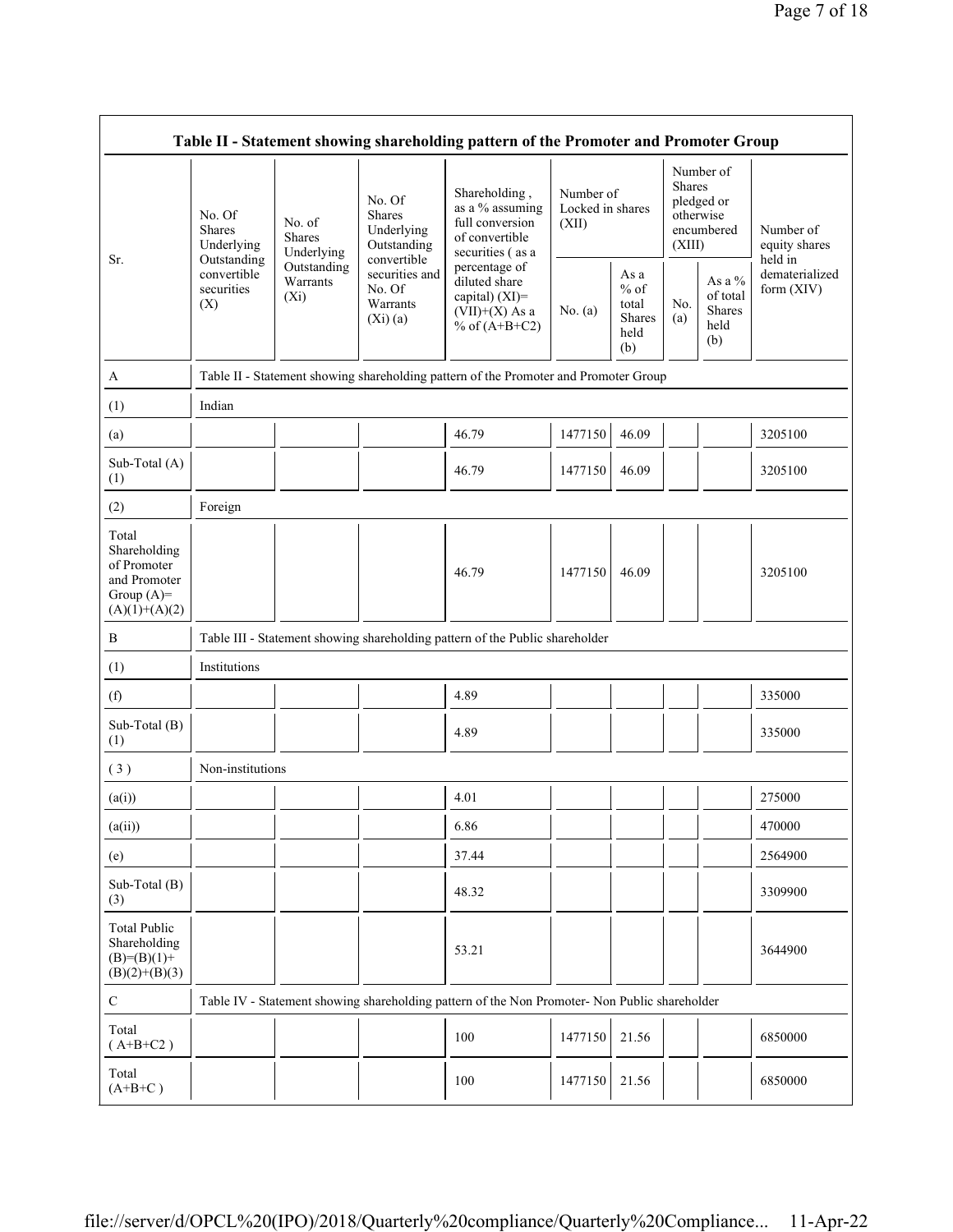| Table II - Statement showing shareholding pattern of the Promoter and Promoter Group | | | | | | | | | |
|---|---|---|---|---|---|---|---|---|---|
| Sr. | No. Of Shares Underlying Outstanding convertible securities (X) | No. of Shares Underlying Outstanding Warrants (Xi) | No. Of Shares Underlying Outstanding convertible securities and No. Of Warrants (Xi) (a) | Shareholding , as a % assuming full conversion of convertible securities ( as a percentage of diluted share capital) (XI)= (VII)+(X) As a % of (A+B+C2) | Number of Locked in shares (XII) | | Number of Shares pledged or otherwise encumbered (XIII) | | Number of equity shares held in dematerialized form (XIV) |
| | | | | | No. (a) | As a % of total Shares held (b) | No. (a) | As a % of total Shares held (b) | |
| A | Table II - Statement showing shareholding pattern of the Promoter and Promoter Group | | | | | | | | |
| (1) | Indian | | | | | | | | |
| (a) | | | | 46.79 | 1477150 | 46.09 | | | 3205100 |
| Sub-Total (A) (1) | | | | 46.79 | 1477150 | 46.09 | | | 3205100 |
| (2) | Foreign | | | | | | | | |
| Total Shareholding of Promoter and Promoter Group (A)= (A)(1)+(A)(2) | | | | 46.79 | 1477150 | 46.09 | | | 3205100 |
| B | Table III - Statement showing shareholding pattern of the Public shareholder | | | | | | | | |
| (1) | Institutions | | | | | | | | |
| (f) | | | | 4.89 | | | | | 335000 |
| Sub-Total (B) (1) | | | | 4.89 | | | | | 335000 |
| ( 3 ) | Non-institutions | | | | | | | | |
| (a(i)) | | | | 4.01 | | | | | 275000 |
| (a(ii)) | | | | 6.86 | | | | | 470000 |
| (e) | | | | 37.44 | | | | | 2564900 |
| Sub-Total (B) (3) | | | | 48.32 | | | | | 3309900 |
| Total Public Shareholding (B)=(B)(1)+ (B)(2)+(B)(3) | | | | 53.21 | | | | | 3644900 |
| C | Table IV - Statement showing shareholding pattern of the Non Promoter- Non Public shareholder | | | | | | | | |
| Total ( A+B+C2 ) | | | | 100 | 1477150 | 21.56 | | | 6850000 |
| Total (A+B+C ) | | | | 100 | 1477150 | 21.56 | | | 6850000 |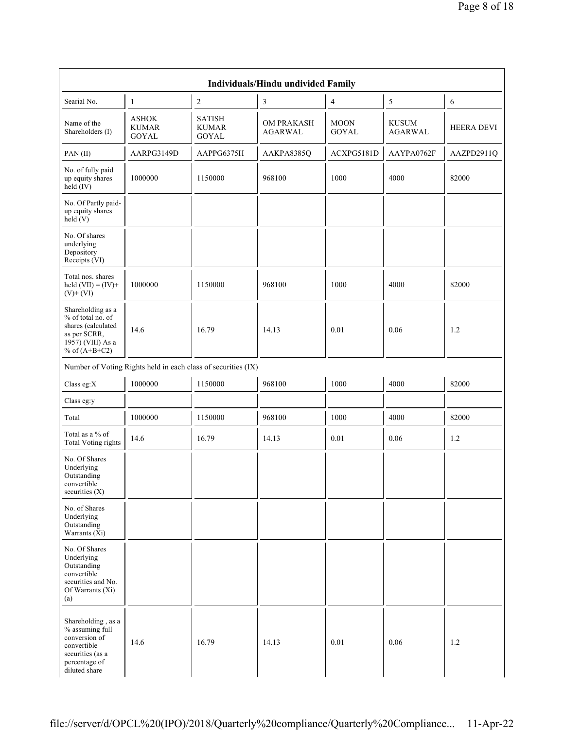| Individuals/Hindu undivided Family | | | | | | |
|---|---|---|---|---|---|---|
| Searial No. | 1 | 2 | 3 | 4 | 5 | 6 |
| Name of the Shareholders (I) | ASHOK KUMAR GOYAL | SATISH KUMAR GOYAL | OM PRAKASH AGARWAL | MOON GOYAL | KUSUM AGARWAL | HEERA DEVI |
| PAN (II) | AARPG3149D | AAPPG6375H | AAKPA8385Q | ACXPG5181D | AAYPA0762F | AAZPD2911Q |
| No. of fully paid up equity shares held (IV) | 1000000 | 1150000 | 968100 | 1000 | 4000 | 82000 |
| No. Of Partly paid-up equity shares held (V) | | | | | | |
| No. Of shares underlying Depository Receipts (VI) | | | | | | |
| Total nos. shares held (VII) = (IV)+(V)+ (VI) | 1000000 | 1150000 | 968100 | 1000 | 4000 | 82000 |
| Shareholding as a % of total no. of shares (calculated as per SCRR, 1957) (VIII) As a % of (A+B+C2) | 14.6 | 16.79 | 14.13 | 0.01 | 0.06 | 1.2 |
| Number of Voting Rights held in each class of securities (IX) | | | | | | |
| Class eg:X | 1000000 | 1150000 | 968100 | 1000 | 4000 | 82000 |
| Class eg:y | | | | | | |
| Total | 1000000 | 1150000 | 968100 | 1000 | 4000 | 82000 |
| Total as a % of Total Voting rights | 14.6 | 16.79 | 14.13 | 0.01 | 0.06 | 1.2 |
| No. Of Shares Underlying Outstanding convertible securities (X) | | | | | | |
| No. of Shares Underlying Outstanding Warrants (Xi) | | | | | | |
| No. Of Shares Underlying Outstanding convertible securities and No. Of Warrants (Xi) (a) | | | | | | |
| Shareholding , as a % assuming full conversion of convertible securities (as a percentage of diluted share | 14.6 | 16.79 | 14.13 | 0.01 | 0.06 | 1.2 |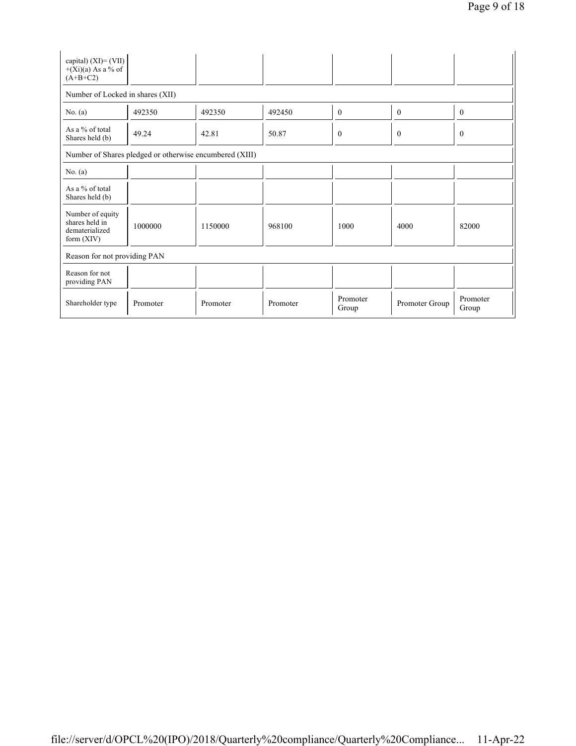| capital) (XI)= (VII) +(Xi)(a) As a % of (A+B+C2) | | | | | | |
|---|---|---|---|---|---|---|
| Number of Locked in shares (XII) | | | | | | |
| No. (a) | 492350 | 492350 | 492450 | 0 | 0 | 0 |
| As a % of total Shares held (b) | 49.24 | 42.81 | 50.87 | 0 | 0 | 0 |
| Number of Shares pledged or otherwise encumbered (XIII) | | | | | | |
| No. (a) | | | | | | |
| As a % of total Shares held (b) | | | | | | |
| Number of equity shares held in dematerialized form (XIV) | 1000000 | 1150000 | 968100 | 1000 | 4000 | 82000 |
| Reason for not providing PAN | | | | | | |
| Reason for not providing PAN | | | | | | |
| Shareholder type | Promoter | Promoter | Promoter | Promoter Group | Promoter Group | Promoter Group |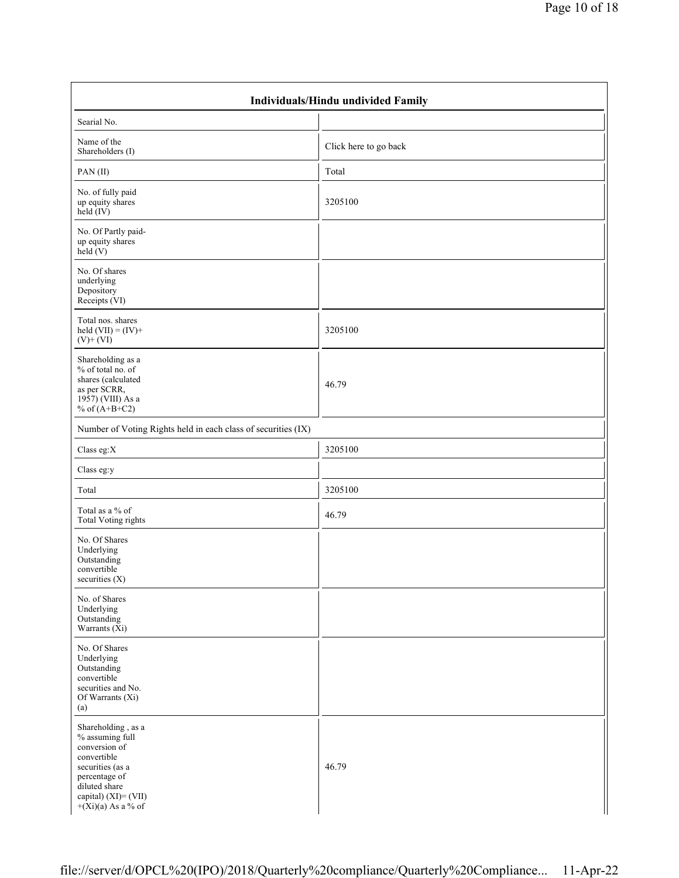| Individuals/Hindu undivided Family | |
|---|---|
| Searial No. | |
| Name of the Shareholders (I) | Click here to go back |
| PAN (II) | Total |
| No. of fully paid up equity shares held (IV) | 3205100 |
| No. Of Partly paid-up equity shares held (V) | |
| No. Of shares underlying Depository Receipts (VI) | |
| Total nos. shares held (VII) = (IV)+(V)+ (VI) | 3205100 |
| Shareholding as a % of total no. of shares (calculated as per SCRR, 1957) (VIII) As a % of (A+B+C2) | 46.79 |
| Number of Voting Rights held in each class of securities (IX) | |
| Class eg:X | 3205100 |
| Class eg:y | |
| Total | 3205100 |
| Total as a % of Total Voting rights | 46.79 |
| No. Of Shares Underlying Outstanding convertible securities (X) | |
| No. of Shares Underlying Outstanding Warrants (Xi) | |
| No. Of Shares Underlying Outstanding convertible securities and No. Of Warrants (Xi) (a) | |
| Shareholding , as a % assuming full conversion of convertible securities (as a percentage of diluted share capital) (XI)= (VII) +(Xi)(a) As a % of | 46.79 |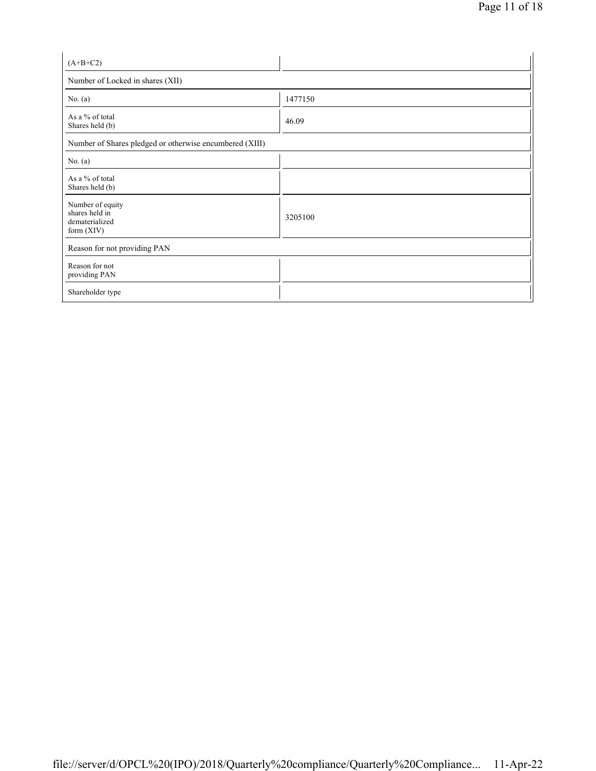| (A+B+C2) | |
|---|---|
| Number of Locked in shares (XII) | |
| No. (a) | 1477150 |
| As a % of total Shares held (b) | 46.09 |
| Number of Shares pledged or otherwise encumbered (XIII) | |
| No. (a) | |
| As a % of total Shares held (b) | |
| Number of equity shares held in dematerialized form (XIV) | 3205100 |
| Reason for not providing PAN | |
| Reason for not providing PAN | |
| Shareholder type | |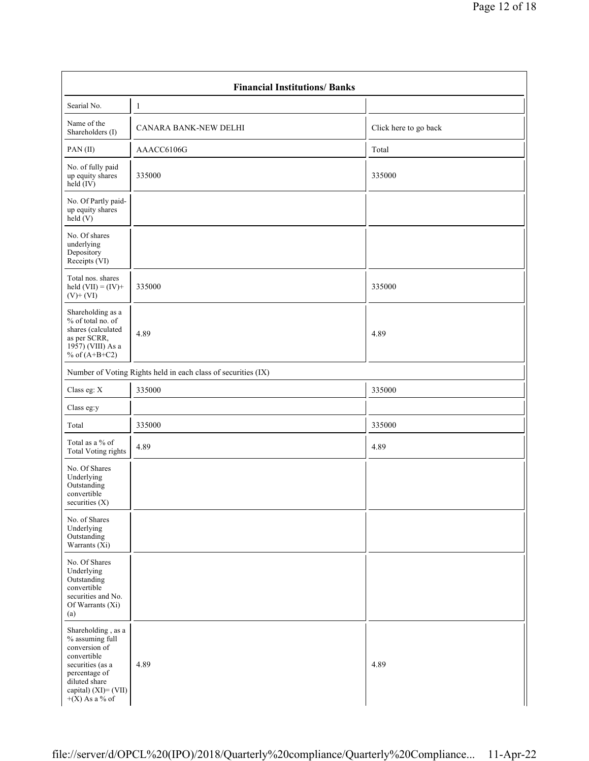| Financial Institutions/ Banks | | |
|---|---|---|
| Searial No. | 1 | |
| Name of the Shareholders (I) | CANARA BANK-NEW DELHI | Click here to go back |
| PAN (II) | AAACC6106G | Total |
| No. of fully paid up equity shares held (IV) | 335000 | 335000 |
| No. Of Partly paid-up equity shares held (V) | | |
| No. Of shares underlying Depository Receipts (VI) | | |
| Total nos. shares held (VII) = (IV)+ (V)+ (VI) | 335000 | 335000 |
| Shareholding as a % of total no. of shares (calculated as per SCRR, 1957) (VIII) As a % of (A+B+C2) | 4.89 | 4.89 |
| Number of Voting Rights held in each class of securities (IX) | | |
| Class eg: X | 335000 | 335000 |
| Class eg:y | | |
| Total | 335000 | 335000 |
| Total as a % of Total Voting rights | 4.89 | 4.89 |
| No. Of Shares Underlying Outstanding convertible securities (X) | | |
| No. of Shares Underlying Outstanding Warrants (Xi) | | |
| No. Of Shares Underlying Outstanding convertible securities and No. Of Warrants (Xi) (a) | | |
| Shareholding , as a % assuming full conversion of convertible securities (as a percentage of diluted share capital) (XI)= (VII)+(X) As a % of | 4.89 | 4.89 |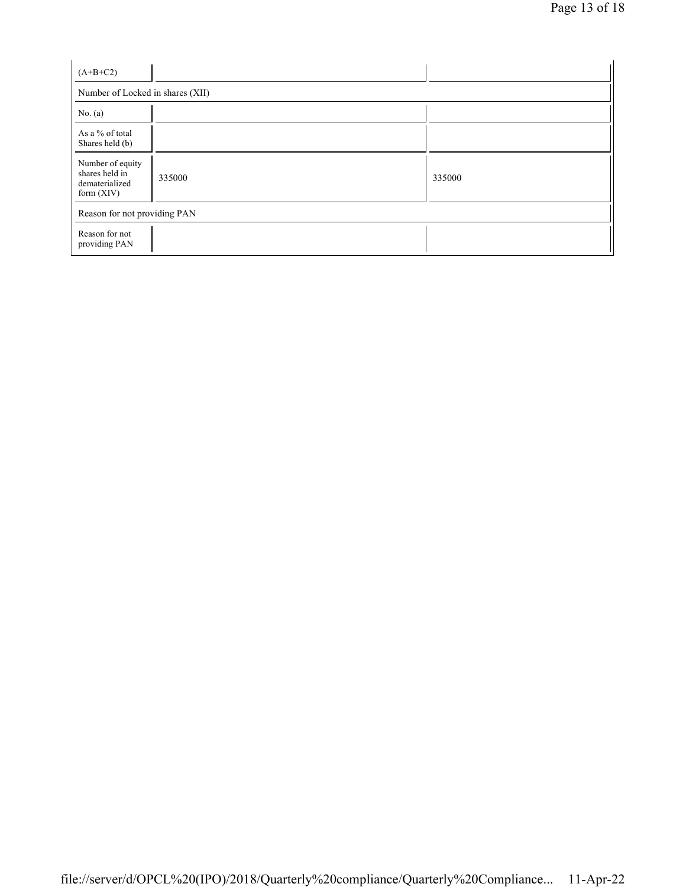| (A+B+C2) | | |
|---|---|---|
| Number of Locked in shares (XII) | | |
| No. (a) | | |
| As a % of total Shares held (b) | | |
| Number of equity shares held in dematerialized form (XIV) | 335000 | 335000 |
| Reason for not providing PAN | | |
| Reason for not providing PAN | | |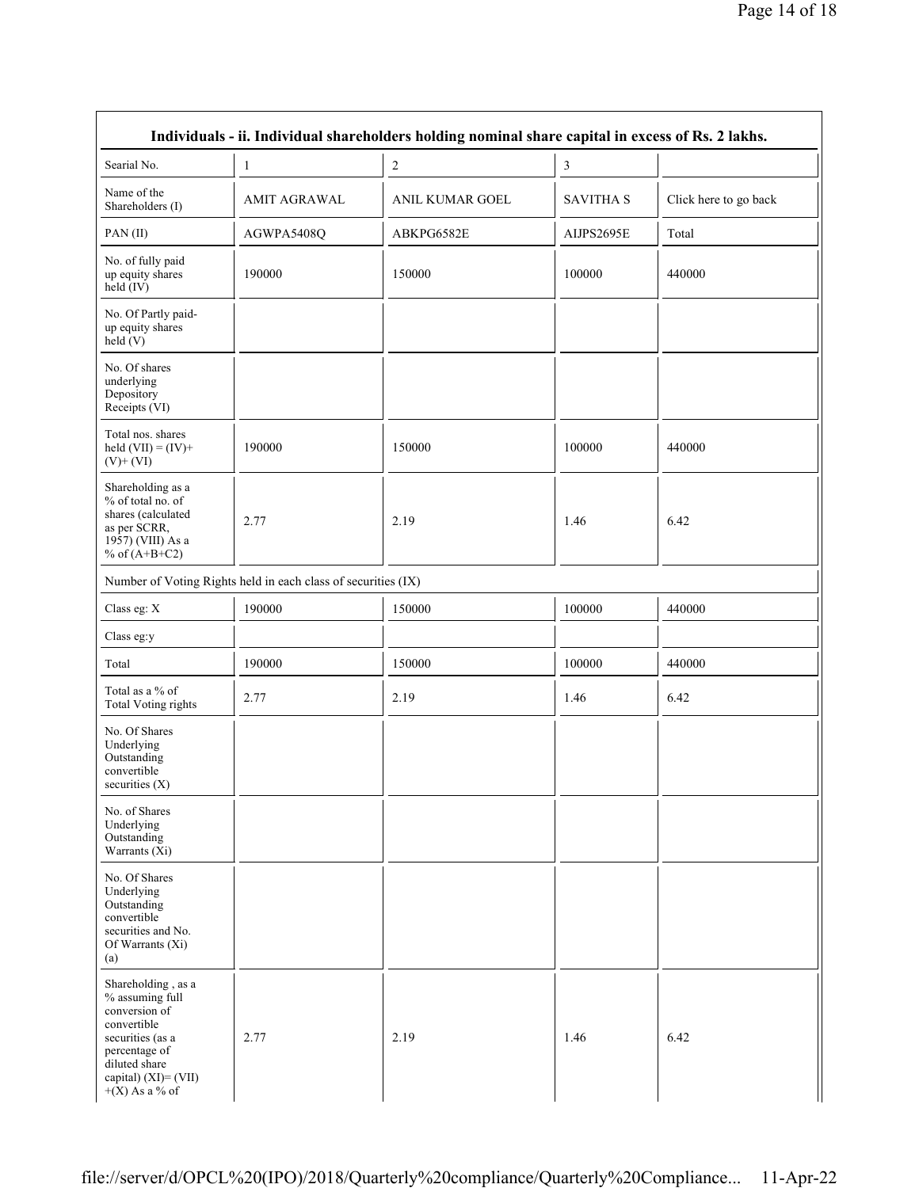| Individuals - ii. Individual shareholders holding nominal share capital in excess of Rs. 2 lakhs. | | | | |
|---|---|---|---|---|
| Searial No. | 1 | 2 | 3 | |
| Name of the Shareholders (I) | AMIT AGRAWAL | ANIL KUMAR GOEL | SAVITHA S | Click here to go back |
| PAN (II) | AGWPA5408Q | ABKPG6582E | AIJPS2695E | Total |
| No. of fully paid up equity shares held (IV) | 190000 | 150000 | 100000 | 440000 |
| No. Of Partly paid-up equity shares held (V) | | | | |
| No. Of shares underlying Depository Receipts (VI) | | | | |
| Total nos. shares held (VII) = (IV)+ (V)+ (VI) | 190000 | 150000 | 100000 | 440000 |
| Shareholding as a % of total no. of shares (calculated as per SCRR, 1957) (VIII) As a % of (A+B+C2) | 2.77 | 2.19 | 1.46 | 6.42 |
| Number of Voting Rights held in each class of securities (IX) | | | | |
| Class eg: X | 190000 | 150000 | 100000 | 440000 |
| Class eg:y | | | | |
| Total | 190000 | 150000 | 100000 | 440000 |
| Total as a % of Total Voting rights | 2.77 | 2.19 | 1.46 | 6.42 |
| No. Of Shares Underlying Outstanding convertible securities (X) | | | | |
| No. of Shares Underlying Outstanding Warrants (Xi) | | | | |
| No. Of Shares Underlying Outstanding convertible securities and No. Of Warrants (Xi) (a) | | | | |
| Shareholding , as a % assuming full conversion of convertible securities (as a percentage of diluted share capital) (XI)= (VII) +(X) As a % of | 2.77 | 2.19 | 1.46 | 6.42 |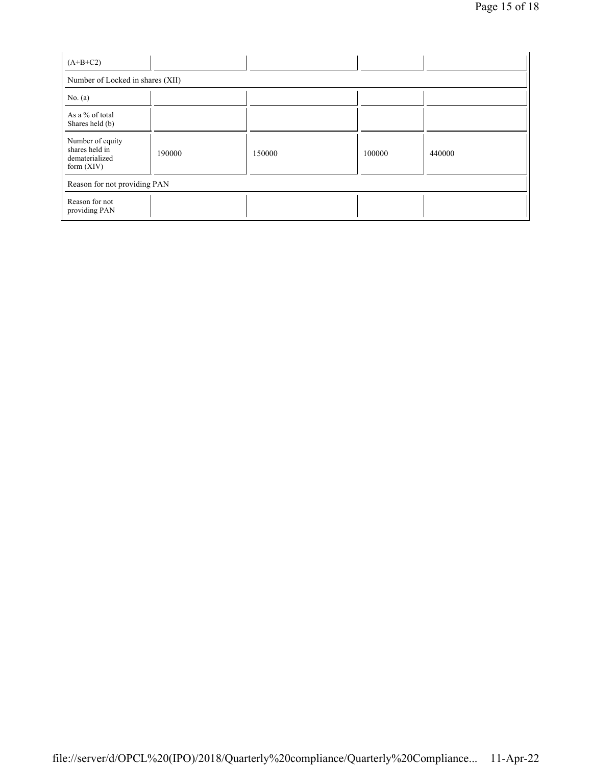| (A+B+C2) | | | | |
|---|---|---|---|---|
| Number of Locked in shares (XII) | | | | |
| No. (a) | | | | |
| As a % of total Shares held (b) | | | | |
| Number of equity shares held in dematerialized form (XIV) | 190000 | 150000 | 100000 | 440000 |
| Reason for not providing PAN | | | | |
| Reason for not providing PAN | | | | |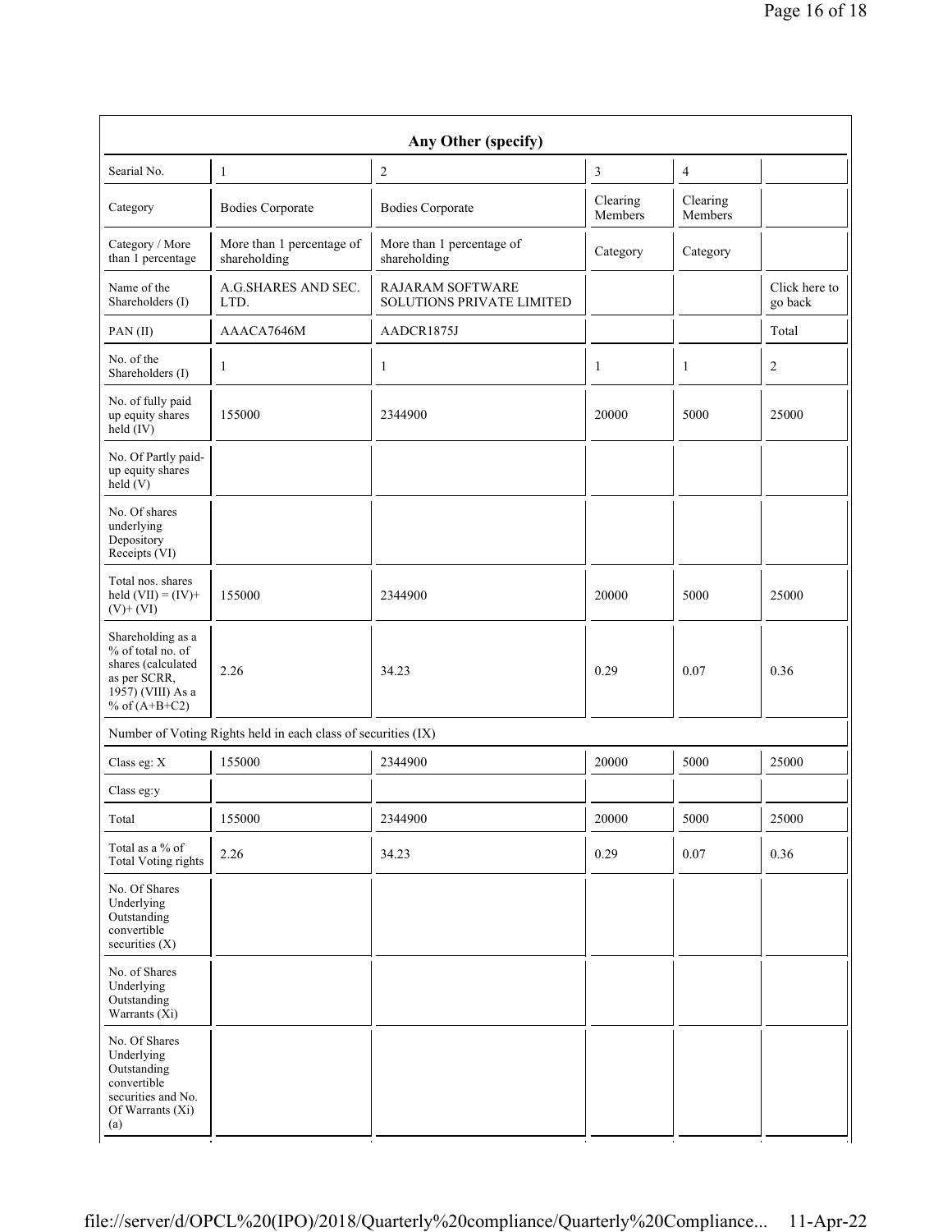| Any Other (specify) | | | | | |
|---|---|---|---|---|---|
| Searial No. | 1 | 2 | 3 | 4 | |
| Category | Bodies Corporate | Bodies Corporate | Clearing Members | Clearing Members | |
| Category / More than 1 percentage | More than 1 percentage of shareholding | More than 1 percentage of shareholding | Category | Category | |
| Name of the Shareholders (I) | A.G.SHARES AND SEC. LTD. | RAJARAM SOFTWARE SOLUTIONS PRIVATE LIMITED | | | Click here to go back |
| PAN (II) | AAACA7646M | AADCR1875J | | | Total |
| No. of the Shareholders (I) | 1 | 1 | 1 | 1 | 2 |
| No. of fully paid up equity shares held (IV) | 155000 | 2344900 | 20000 | 5000 | 25000 |
| No. Of Partly paid-up equity shares held (V) | | | | | |
| No. Of shares underlying Depository Receipts (VI) | | | | | |
| Total nos. shares held (VII) = (IV)+(V)+ (VI) | 155000 | 2344900 | 20000 | 5000 | 25000 |
| Shareholding as a % of total no. of shares (calculated as per SCRR, 1957) (VIII) As a % of (A+B+C2) | 2.26 | 34.23 | 0.29 | 0.07 | 0.36 |
| Number of Voting Rights held in each class of securities (IX) | | | | | |
| Class eg: X | 155000 | 2344900 | 20000 | 5000 | 25000 |
| Class eg:y | | | | | |
| Total | 155000 | 2344900 | 20000 | 5000 | 25000 |
| Total as a % of Total Voting rights | 2.26 | 34.23 | 0.29 | 0.07 | 0.36 |
| No. Of Shares Underlying Outstanding convertible securities (X) | | | | | |
| No. of Shares Underlying Outstanding Warrants (Xi) | | | | | |
| No. Of Shares Underlying Outstanding convertible securities and No. Of Warrants (Xi) (a) | | | | | |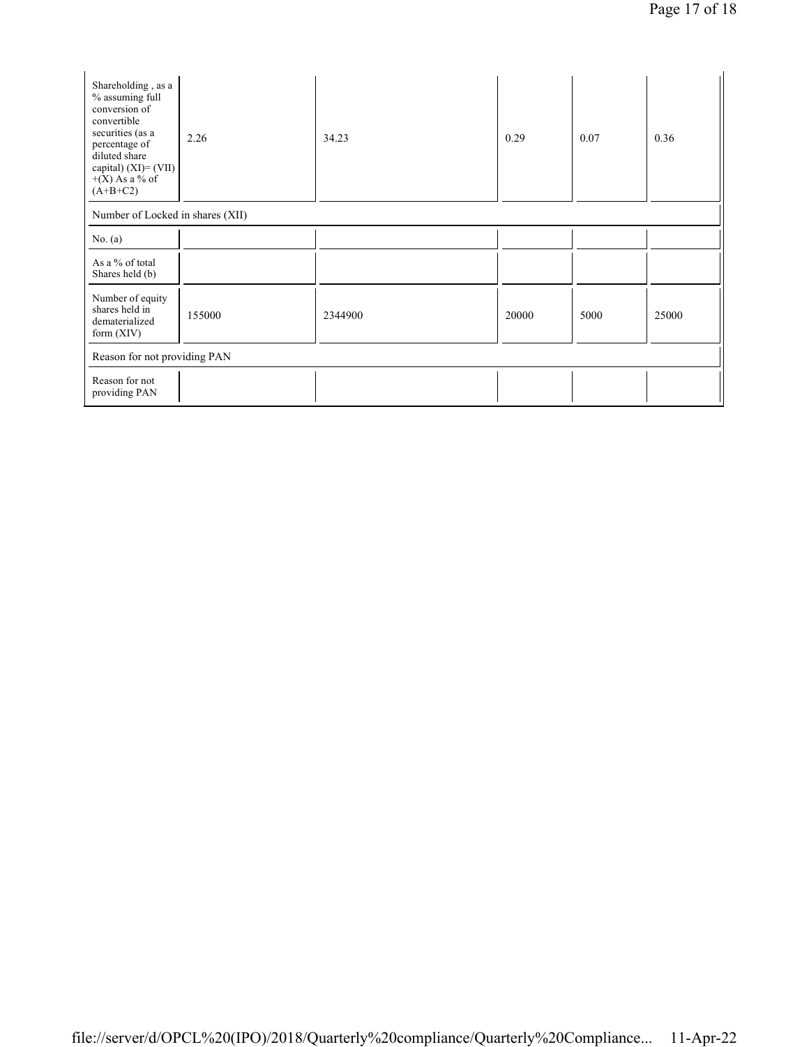| Shareholding , as a % assuming full conversion of convertible securities (as a percentage of diluted share capital) (XI)= (VII)+(X) As a % of (A+B+C2) | 2.26 | 34.23 | 0.29 | 0.07 | 0.36 |
|---|---|---|---|---|---|
| Number of Locked in shares (XII) | | | | | |
| No. (a) | | | | | |
| As a % of total Shares held (b) | | | | | |
| Number of equity shares held in dematerialized form (XIV) | 155000 | 2344900 | 20000 | 5000 | 25000 |
| Reason for not providing PAN | | | | | |
| Reason for not providing PAN | | | | | |